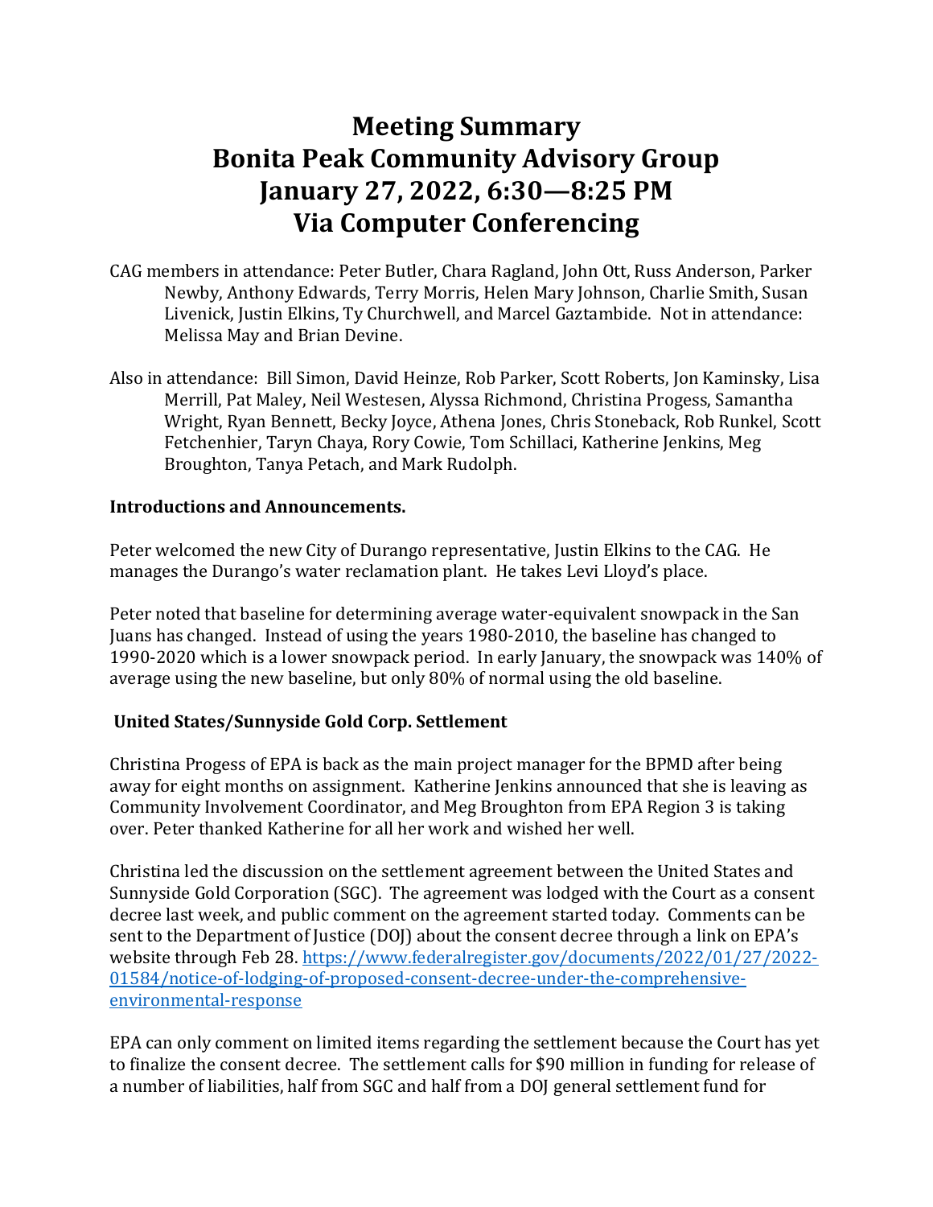# Meeting Summary
# Bonita Peak Community Advisory Group
# January 27, 2022, 6:30—8:25 PM
# Via Computer Conferencing

CAG members in attendance: Peter Butler, Chara Ragland, John Ott, Russ Anderson, Parker Newby, Anthony Edwards, Terry Morris, Helen Mary Johnson, Charlie Smith, Susan Livenick, Justin Elkins, Ty Churchwell, and Marcel Gaztambide. Not in attendance: Melissa May and Brian Devine.

Also in attendance: Bill Simon, David Heinze, Rob Parker, Scott Roberts, Jon Kaminsky, Lisa Merrill, Pat Maley, Neil Westesen, Alyssa Richmond, Christina Progess, Samantha Wright, Ryan Bennett, Becky Joyce, Athena Jones, Chris Stoneback, Rob Runkel, Scott Fetchenhier, Taryn Chaya, Rory Cowie, Tom Schillaci, Katherine Jenkins, Meg Broughton, Tanya Petach, and Mark Rudolph.

**Introductions and Announcements.**

Peter welcomed the new City of Durango representative, Justin Elkins to the CAG. He manages the Durango's water reclamation plant. He takes Levi Lloyd's place.

Peter noted that baseline for determining average water-equivalent snowpack in the San Juans has changed. Instead of using the years 1980-2010, the baseline has changed to 1990-2020 which is a lower snowpack period. In early January, the snowpack was 140% of average using the new baseline, but only 80% of normal using the old baseline.

**United States/Sunnyside Gold Corp. Settlement**

Christina Progess of EPA is back as the main project manager for the BPMD after being away for eight months on assignment. Katherine Jenkins announced that she is leaving as Community Involvement Coordinator, and Meg Broughton from EPA Region 3 is taking over. Peter thanked Katherine for all her work and wished her well.

Christina led the discussion on the settlement agreement between the United States and Sunnyside Gold Corporation (SGC). The agreement was lodged with the Court as a consent decree last week, and public comment on the agreement started today. Comments can be sent to the Department of Justice (DOJ) about the consent decree through a link on EPA's website through Feb 28. https://www.federalregister.gov/documents/2022/01/27/2022-01584/notice-of-lodging-of-proposed-consent-decree-under-the-comprehensive-environmental-response

EPA can only comment on limited items regarding the settlement because the Court has yet to finalize the consent decree. The settlement calls for $90 million in funding for release of a number of liabilities, half from SGC and half from a DOJ general settlement fund for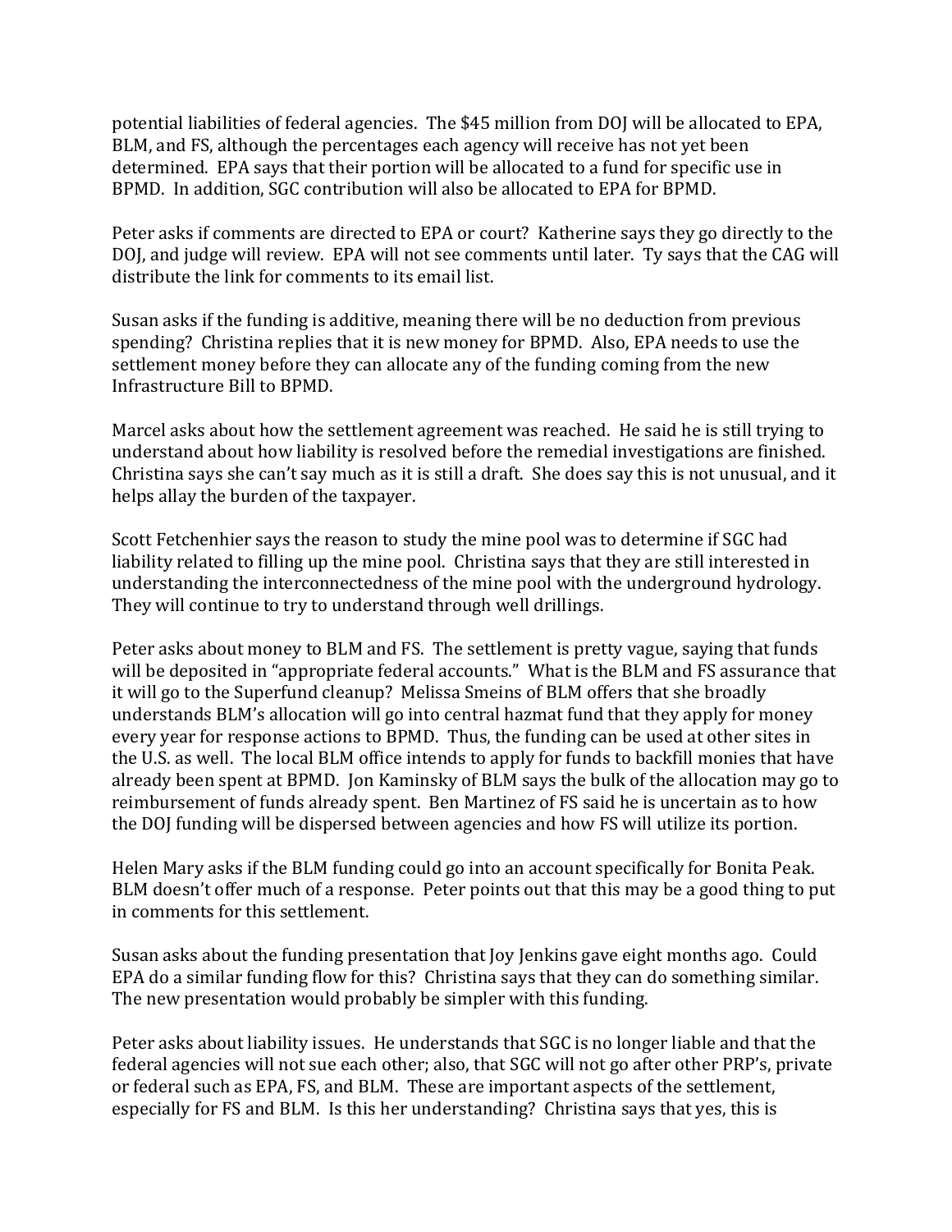potential liabilities of federal agencies. The $45 million from DOJ will be allocated to EPA, BLM, and FS, although the percentages each agency will receive has not yet been determined. EPA says that their portion will be allocated to a fund for specific use in BPMD. In addition, SGC contribution will also be allocated to EPA for BPMD.

Peter asks if comments are directed to EPA or court? Katherine says they go directly to the DOJ, and judge will review. EPA will not see comments until later. Ty says that the CAG will distribute the link for comments to its email list.

Susan asks if the funding is additive, meaning there will be no deduction from previous spending? Christina replies that it is new money for BPMD. Also, EPA needs to use the settlement money before they can allocate any of the funding coming from the new Infrastructure Bill to BPMD.

Marcel asks about how the settlement agreement was reached. He said he is still trying to understand about how liability is resolved before the remedial investigations are finished. Christina says she can't say much as it is still a draft. She does say this is not unusual, and it helps allay the burden of the taxpayer.

Scott Fetchenhier says the reason to study the mine pool was to determine if SGC had liability related to filling up the mine pool. Christina says that they are still interested in understanding the interconnectedness of the mine pool with the underground hydrology. They will continue to try to understand through well drillings.

Peter asks about money to BLM and FS. The settlement is pretty vague, saying that funds will be deposited in "appropriate federal accounts." What is the BLM and FS assurance that it will go to the Superfund cleanup? Melissa Smeins of BLM offers that she broadly understands BLM's allocation will go into central hazmat fund that they apply for money every year for response actions to BPMD. Thus, the funding can be used at other sites in the U.S. as well. The local BLM office intends to apply for funds to backfill monies that have already been spent at BPMD. Jon Kaminsky of BLM says the bulk of the allocation may go to reimbursement of funds already spent. Ben Martinez of FS said he is uncertain as to how the DOJ funding will be dispersed between agencies and how FS will utilize its portion.

Helen Mary asks if the BLM funding could go into an account specifically for Bonita Peak. BLM doesn't offer much of a response. Peter points out that this may be a good thing to put in comments for this settlement.

Susan asks about the funding presentation that Joy Jenkins gave eight months ago. Could EPA do a similar funding flow for this? Christina says that they can do something similar. The new presentation would probably be simpler with this funding.

Peter asks about liability issues. He understands that SGC is no longer liable and that the federal agencies will not sue each other; also, that SGC will not go after other PRP's, private or federal such as EPA, FS, and BLM. These are important aspects of the settlement, especially for FS and BLM. Is this her understanding? Christina says that yes, this is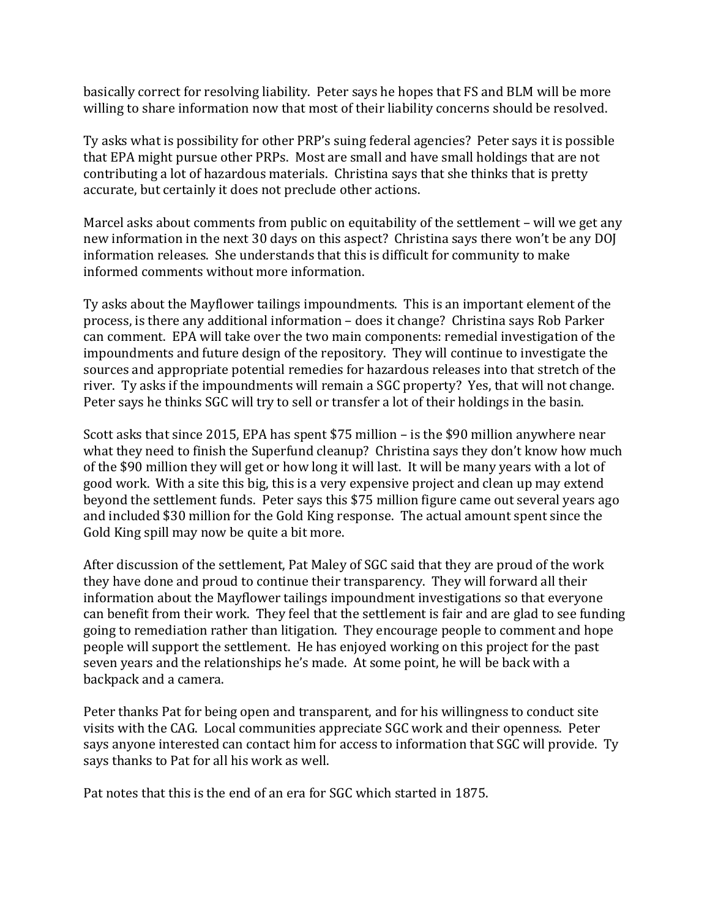basically correct for resolving liability. Peter says he hopes that FS and BLM will be more willing to share information now that most of their liability concerns should be resolved.

Ty asks what is possibility for other PRP's suing federal agencies? Peter says it is possible that EPA might pursue other PRPs. Most are small and have small holdings that are not contributing a lot of hazardous materials. Christina says that she thinks that is pretty accurate, but certainly it does not preclude other actions.

Marcel asks about comments from public on equitability of the settlement – will we get any new information in the next 30 days on this aspect? Christina says there won't be any DOJ information releases. She understands that this is difficult for community to make informed comments without more information.

Ty asks about the Mayflower tailings impoundments. This is an important element of the process, is there any additional information – does it change? Christina says Rob Parker can comment. EPA will take over the two main components: remedial investigation of the impoundments and future design of the repository. They will continue to investigate the sources and appropriate potential remedies for hazardous releases into that stretch of the river. Ty asks if the impoundments will remain a SGC property? Yes, that will not change. Peter says he thinks SGC will try to sell or transfer a lot of their holdings in the basin.

Scott asks that since 2015, EPA has spent $75 million – is the $90 million anywhere near what they need to finish the Superfund cleanup? Christina says they don't know how much of the $90 million they will get or how long it will last. It will be many years with a lot of good work. With a site this big, this is a very expensive project and clean up may extend beyond the settlement funds. Peter says this $75 million figure came out several years ago and included $30 million for the Gold King response. The actual amount spent since the Gold King spill may now be quite a bit more.

After discussion of the settlement, Pat Maley of SGC said that they are proud of the work they have done and proud to continue their transparency. They will forward all their information about the Mayflower tailings impoundment investigations so that everyone can benefit from their work. They feel that the settlement is fair and are glad to see funding going to remediation rather than litigation. They encourage people to comment and hope people will support the settlement. He has enjoyed working on this project for the past seven years and the relationships he's made. At some point, he will be back with a backpack and a camera.

Peter thanks Pat for being open and transparent, and for his willingness to conduct site visits with the CAG. Local communities appreciate SGC work and their openness. Peter says anyone interested can contact him for access to information that SGC will provide. Ty says thanks to Pat for all his work as well.

Pat notes that this is the end of an era for SGC which started in 1875.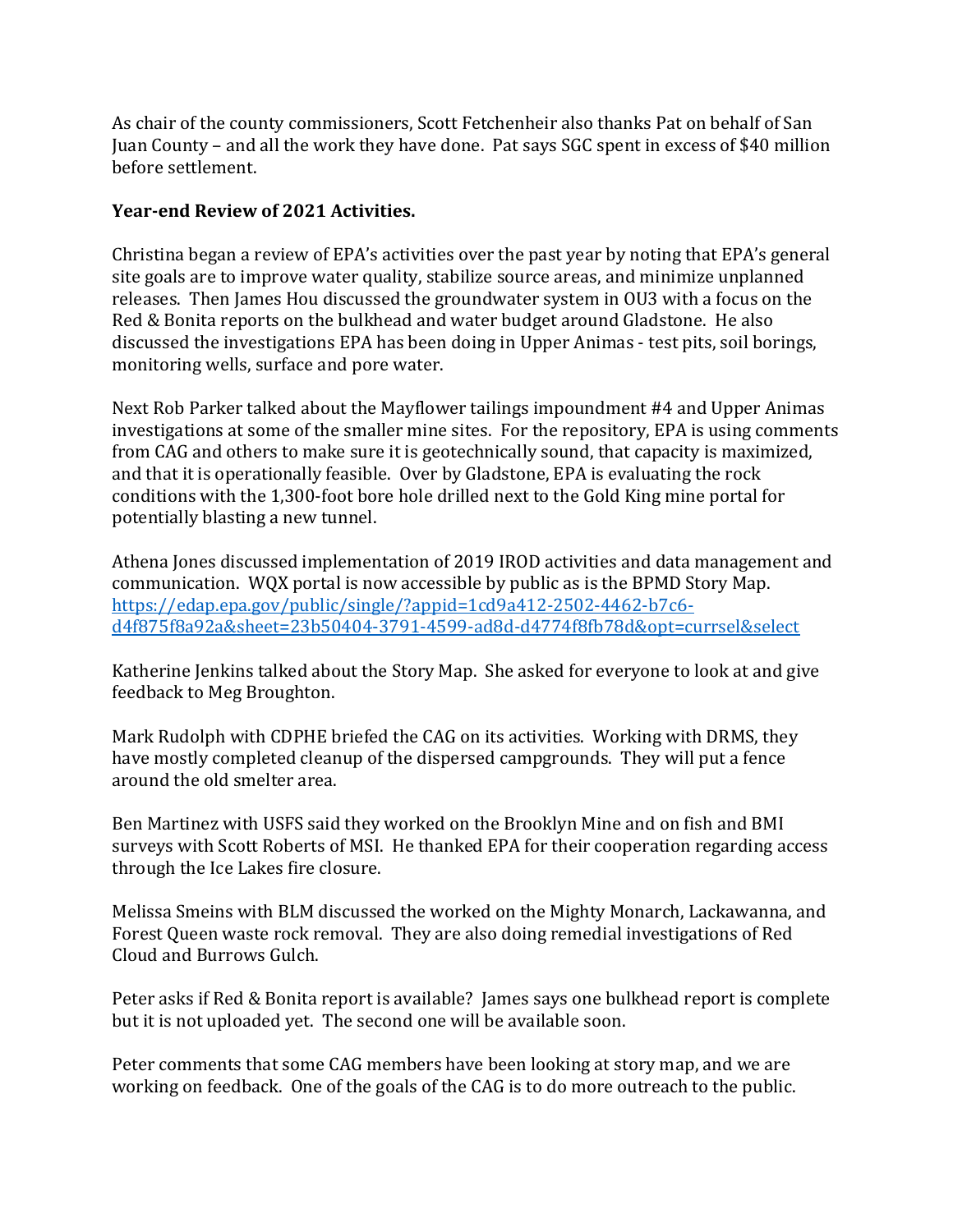As chair of the county commissioners, Scott Fetchenheir also thanks Pat on behalf of San Juan County – and all the work they have done. Pat says SGC spent in excess of $40 million before settlement.

**Year-end Review of 2021 Activities.**

Christina began a review of EPA's activities over the past year by noting that EPA's general site goals are to improve water quality, stabilize source areas, and minimize unplanned releases. Then James Hou discussed the groundwater system in OU3 with a focus on the Red & Bonita reports on the bulkhead and water budget around Gladstone. He also discussed the investigations EPA has been doing in Upper Animas - test pits, soil borings, monitoring wells, surface and pore water.

Next Rob Parker talked about the Mayflower tailings impoundment #4 and Upper Animas investigations at some of the smaller mine sites. For the repository, EPA is using comments from CAG and others to make sure it is geotechnically sound, that capacity is maximized, and that it is operationally feasible. Over by Gladstone, EPA is evaluating the rock conditions with the 1,300-foot bore hole drilled next to the Gold King mine portal for potentially blasting a new tunnel.

Athena Jones discussed implementation of 2019 IROD activities and data management and communication. WQX portal is now accessible by public as is the BPMD Story Map. https://edap.epa.gov/public/single/?appid=1cd9a412-2502-4462-b7c6-d4f875f8a92a&sheet=23b50404-3791-4599-ad8d-d4774f8fb78d&opt=currsel&select

Katherine Jenkins talked about the Story Map. She asked for everyone to look at and give feedback to Meg Broughton.

Mark Rudolph with CDPHE briefed the CAG on its activities. Working with DRMS, they have mostly completed cleanup of the dispersed campgrounds. They will put a fence around the old smelter area.

Ben Martinez with USFS said they worked on the Brooklyn Mine and on fish and BMI surveys with Scott Roberts of MSI. He thanked EPA for their cooperation regarding access through the Ice Lakes fire closure.

Melissa Smeins with BLM discussed the worked on the Mighty Monarch, Lackawanna, and Forest Queen waste rock removal. They are also doing remedial investigations of Red Cloud and Burrows Gulch.

Peter asks if Red & Bonita report is available? James says one bulkhead report is complete but it is not uploaded yet. The second one will be available soon.

Peter comments that some CAG members have been looking at story map, and we are working on feedback. One of the goals of the CAG is to do more outreach to the public.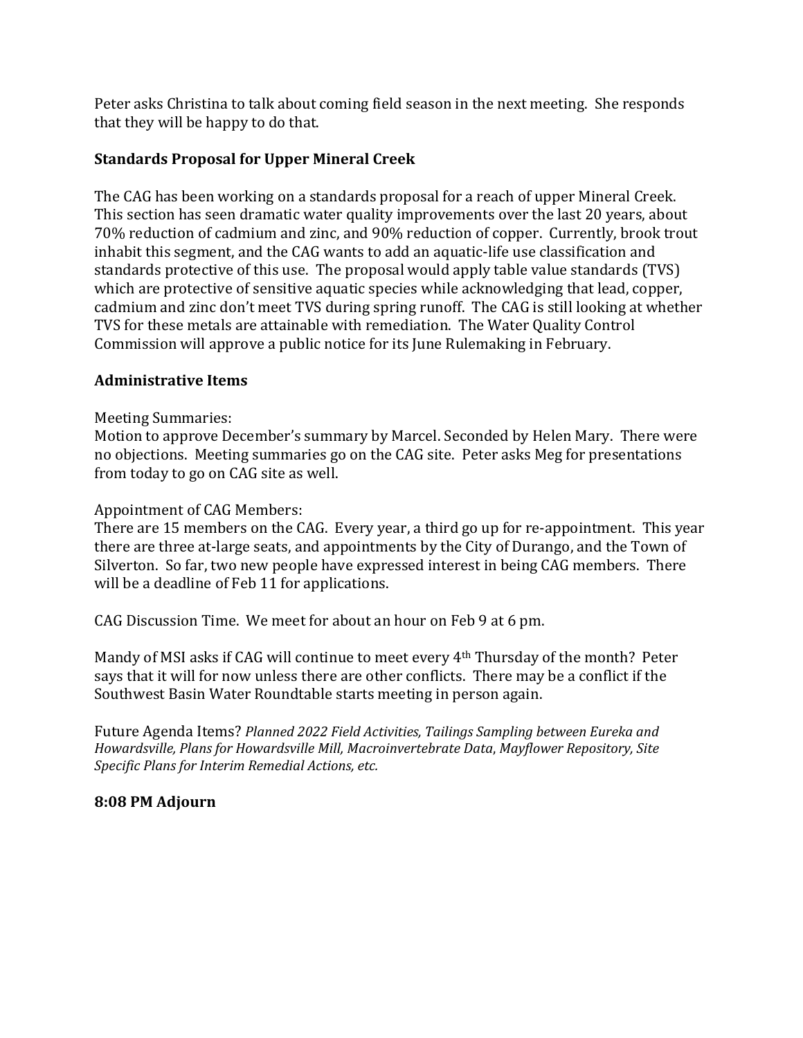Peter asks Christina to talk about coming field season in the next meeting. She responds that they will be happy to do that.

## Standards Proposal for Upper Mineral Creek

The CAG has been working on a standards proposal for a reach of upper Mineral Creek. This section has seen dramatic water quality improvements over the last 20 years, about 70% reduction of cadmium and zinc, and 90% reduction of copper. Currently, brook trout inhabit this segment, and the CAG wants to add an aquatic-life use classification and standards protective of this use. The proposal would apply table value standards (TVS) which are protective of sensitive aquatic species while acknowledging that lead, copper, cadmium and zinc don't meet TVS during spring runoff. The CAG is still looking at whether TVS for these metals are attainable with remediation. The Water Quality Control Commission will approve a public notice for its June Rulemaking in February.

## Administrative Items

Meeting Summaries:
Motion to approve December's summary by Marcel. Seconded by Helen Mary. There were no objections. Meeting summaries go on the CAG site. Peter asks Meg for presentations from today to go on CAG site as well.

Appointment of CAG Members:
There are 15 members on the CAG. Every year, a third go up for re-appointment. This year there are three at-large seats, and appointments by the City of Durango, and the Town of Silverton. So far, two new people have expressed interest in being CAG members. There will be a deadline of Feb 11 for applications.

CAG Discussion Time. We meet for about an hour on Feb 9 at 6 pm.

Mandy of MSI asks if CAG will continue to meet every 4th Thursday of the month? Peter says that it will for now unless there are other conflicts. There may be a conflict if the Southwest Basin Water Roundtable starts meeting in person again.

Future Agenda Items? *Planned 2022 Field Activities, Tailings Sampling between Eureka and Howardsville, Plans for Howardsville Mill, Macroinvertebrate Data, Mayflower Repository, Site Specific Plans for Interim Remedial Actions, etc.*

## 8:08 PM Adjourn